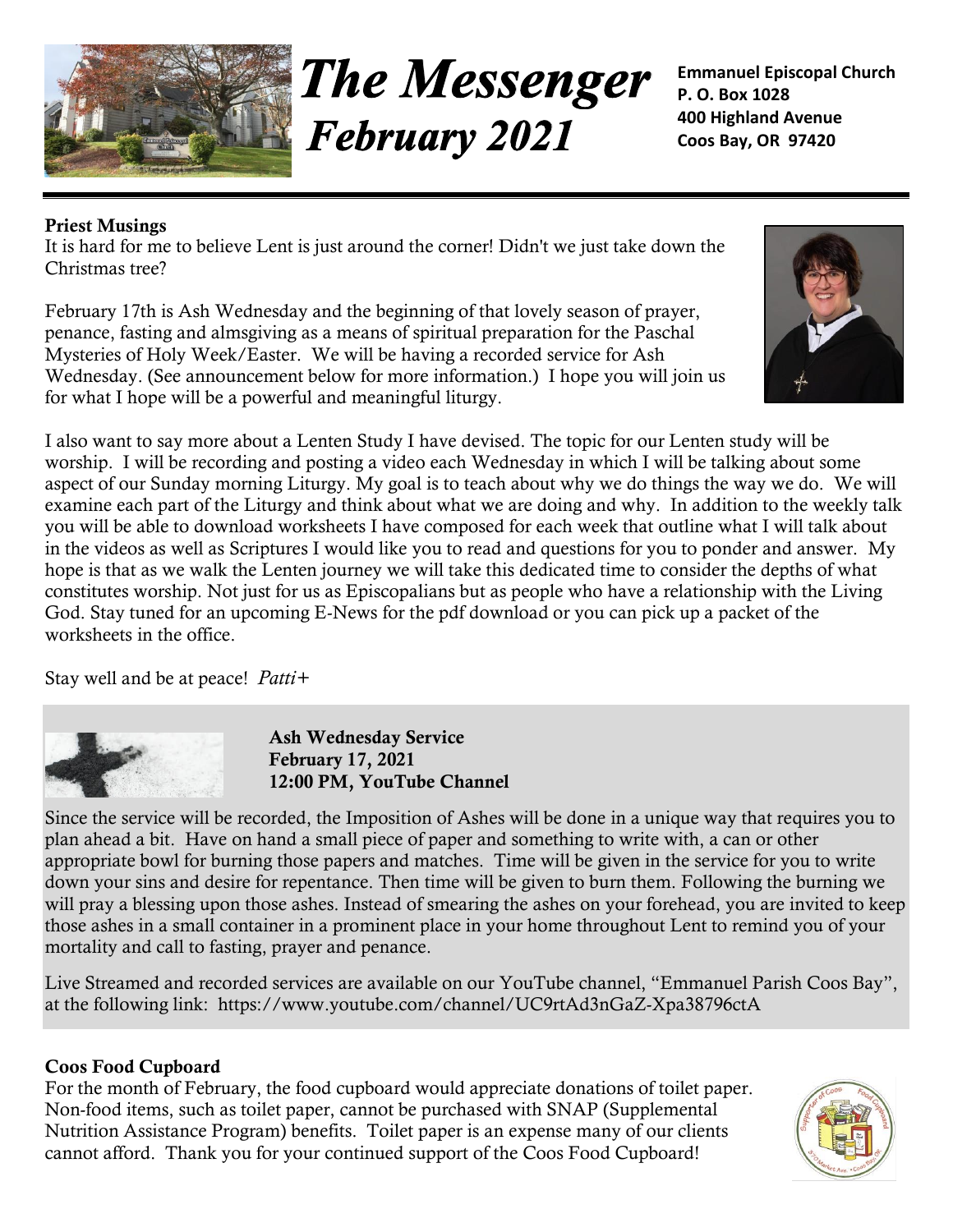# *The Messenger*
# *February 2021*

**Emmanuel Episcopal Church**
**P. O. Box 1028**
**400 Highland Avenue**
**Coos Bay, OR 97420**

## Priest Musings

It is hard for me to believe Lent is just around the corner! Didn't we just take down the Christmas tree?

February 17th is Ash Wednesday and the beginning of that lovely season of prayer, penance, fasting and almsgiving as a means of spiritual preparation for the Paschal Mysteries of Holy Week/Easter. We will be having a recorded service for Ash Wednesday. (See announcement below for more information.) I hope you will join us for what I hope will be a powerful and meaningful liturgy.

I also want to say more about a Lenten Study I have devised. The topic for our Lenten study will be worship. I will be recording and posting a video each Wednesday in which I will be talking about some aspect of our Sunday morning Liturgy. My goal is to teach about why we do things the way we do. We will examine each part of the Liturgy and think about what we are doing and why. In addition to the weekly talk you will be able to download worksheets I have composed for each week that outline what I will talk about in the videos as well as Scriptures I would like you to read and questions for you to ponder and answer. My hope is that as we walk the Lenten journey we will take this dedicated time to consider the depths of what constitutes worship. Not just for us as Episcopalians but as people who have a relationship with the Living God. Stay tuned for an upcoming E-News for the pdf download or you can pick up a packet of the worksheets in the office.

Stay well and be at peace! *Patti+*

**Ash Wednesday Service**
**February 17, 2021**
**12:00 PM, YouTube Channel**

Since the service will be recorded, the Imposition of Ashes will be done in a unique way that requires you to plan ahead a bit. Have on hand a small piece of paper and something to write with, a can or other appropriate bowl for burning those papers and matches. Time will be given in the service for you to write down your sins and desire for repentance. Then time will be given to burn them. Following the burning we will pray a blessing upon those ashes. Instead of smearing the ashes on your forehead, you are invited to keep those ashes in a small container in a prominent place in your home throughout Lent to remind you of your mortality and call to fasting, prayer and penance.

Live Streamed and recorded services are available on our YouTube channel, "Emmanuel Parish Coos Bay", at the following link: https://www.youtube.com/channel/UC9rtAd3nGaZ-Xpa38796ctA

## Coos Food Cupboard

For the month of February, the food cupboard would appreciate donations of toilet paper. Non-food items, such as toilet paper, cannot be purchased with SNAP (Supplemental Nutrition Assistance Program) benefits. Toilet paper is an expense many of our clients cannot afford. Thank you for your continued support of the Coos Food Cupboard!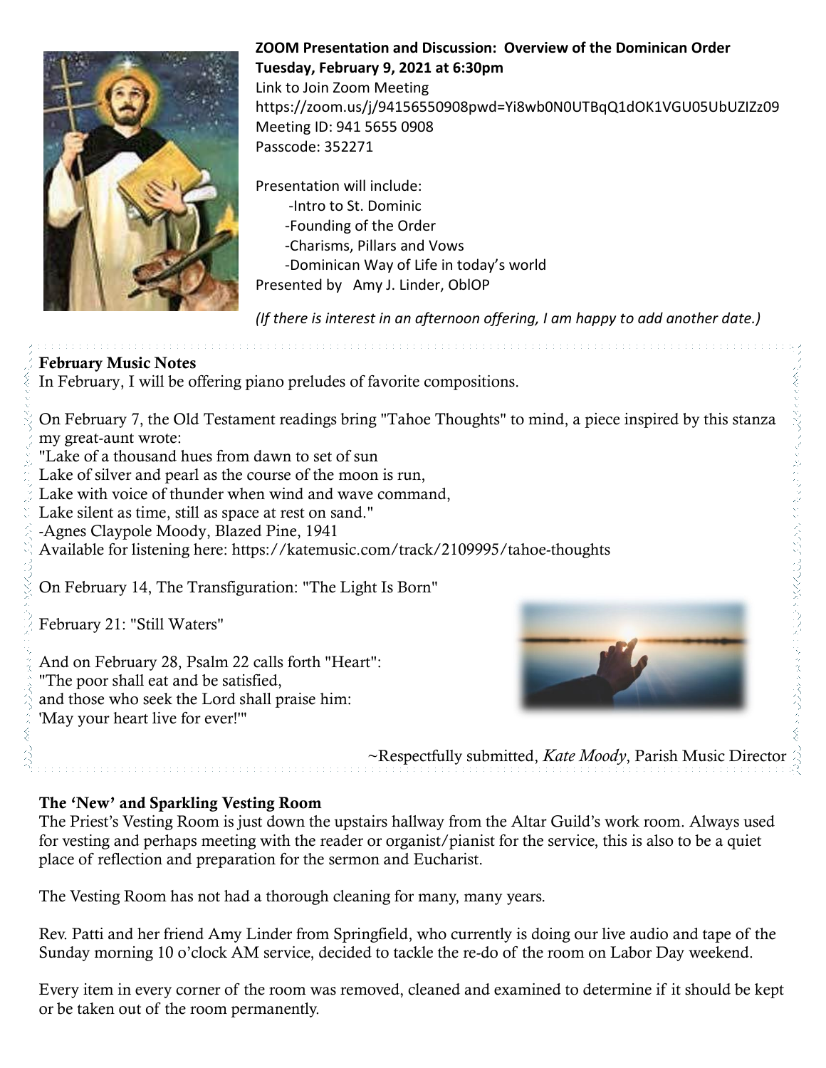**ZOOM Presentation and Discussion: Overview of the Dominican Order**
**Tuesday, February 9, 2021 at 6:30pm**
Link to Join Zoom Meeting
https://zoom.us/j/94156550908pwd=Yi8wb0N0UTBqQ1dOK1VGU05UbUZIZz09
Meeting ID: 941 5655 0908
Passcode: 352271

Presentation will include:
- -Intro to St. Dominic
- -Founding of the Order
- -Charisms, Pillars and Vows
- -Dominican Way of Life in today's world

Presented by Amy J. Linder, OblOP

*(If there is interest in an afternoon offering, I am happy to add another date.)*

## February Music Notes

In February, I will be offering piano preludes of favorite compositions.

On February 7, the Old Testament readings bring "Tahoe Thoughts" to mind, a piece inspired by this stanza my great-aunt wrote:
"Lake of a thousand hues from dawn to set of sun
Lake of silver and pearl as the course of the moon is run,
Lake with voice of thunder when wind and wave command,
Lake silent as time, still as space at rest on sand."
-Agnes Claypole Moody, Blazed Pine, 1941
Available for listening here: https://katemusic.com/track/2109995/tahoe-thoughts

On February 14, The Transfiguration: "The Light Is Born"

February 21: "Still Waters"

And on February 28, Psalm 22 calls forth "Heart":
"The poor shall eat and be satisfied,
and those who seek the Lord shall praise him:
'May your heart live for ever!'"

~Respectfully submitted, *Kate Moody*, Parish Music Director

## The 'New' and Sparkling Vesting Room

The Priest's Vesting Room is just down the upstairs hallway from the Altar Guild's work room. Always used for vesting and perhaps meeting with the reader or organist/pianist for the service, this is also to be a quiet place of reflection and preparation for the sermon and Eucharist.

The Vesting Room has not had a thorough cleaning for many, many years.

Rev. Patti and her friend Amy Linder from Springfield, who currently is doing our live audio and tape of the Sunday morning 10 o'clock AM service, decided to tackle the re-do of the room on Labor Day weekend.

Every item in every corner of the room was removed, cleaned and examined to determine if it should be kept or be taken out of the room permanently.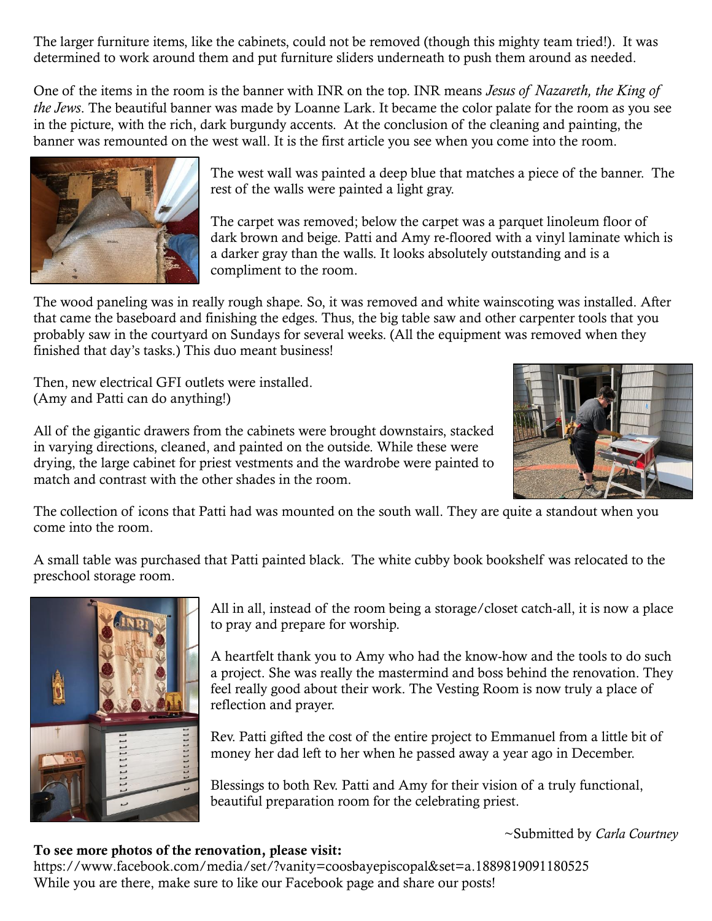The larger furniture items, like the cabinets, could not be removed (though this mighty team tried!). It was determined to work around them and put furniture sliders underneath to push them around as needed.

One of the items in the room is the banner with INR on the top. INR means *Jesus of Nazareth, the King of the Jews*. The beautiful banner was made by Loanne Lark. It became the color palate for the room as you see in the picture, with the rich, dark burgundy accents. At the conclusion of the cleaning and painting, the banner was remounted on the west wall. It is the first article you see when you come into the room.

The west wall was painted a deep blue that matches a piece of the banner. The rest of the walls were painted a light gray.

The carpet was removed; below the carpet was a parquet linoleum floor of dark brown and beige. Patti and Amy re-floored with a vinyl laminate which is a darker gray than the walls. It looks absolutely outstanding and is a compliment to the room.

The wood paneling was in really rough shape. So, it was removed and white wainscoting was installed. After that came the baseboard and finishing the edges. Thus, the big table saw and other carpenter tools that you probably saw in the courtyard on Sundays for several weeks. (All the equipment was removed when they finished that day's tasks.) This duo meant business!

Then, new electrical GFI outlets were installed.
(Amy and Patti can do anything!)

All of the gigantic drawers from the cabinets were brought downstairs, stacked in varying directions, cleaned, and painted on the outside. While these were drying, the large cabinet for priest vestments and the wardrobe were painted to match and contrast with the other shades in the room.

The collection of icons that Patti had was mounted on the south wall. They are quite a standout when you come into the room.

A small table was purchased that Patti painted black. The white cubby book bookshelf was relocated to the preschool storage room.

All in all, instead of the room being a storage/closet catch-all, it is now a place to pray and prepare for worship.

A heartfelt thank you to Amy who had the know-how and the tools to do such a project. She was really the mastermind and boss behind the renovation. They feel really good about their work. The Vesting Room is now truly a place of reflection and prayer.

Rev. Patti gifted the cost of the entire project to Emmanuel from a little bit of money her dad left to her when he passed away a year ago in December.

Blessings to both Rev. Patti and Amy for their vision of a truly functional, beautiful preparation room for the celebrating priest.

~Submitted by *Carla Courtney*

**To see more photos of the renovation, please visit:**
https://www.facebook.com/media/set/?vanity=coosbayepiscopal&set=a.1889819091180525
While you are there, make sure to like our Facebook page and share our posts!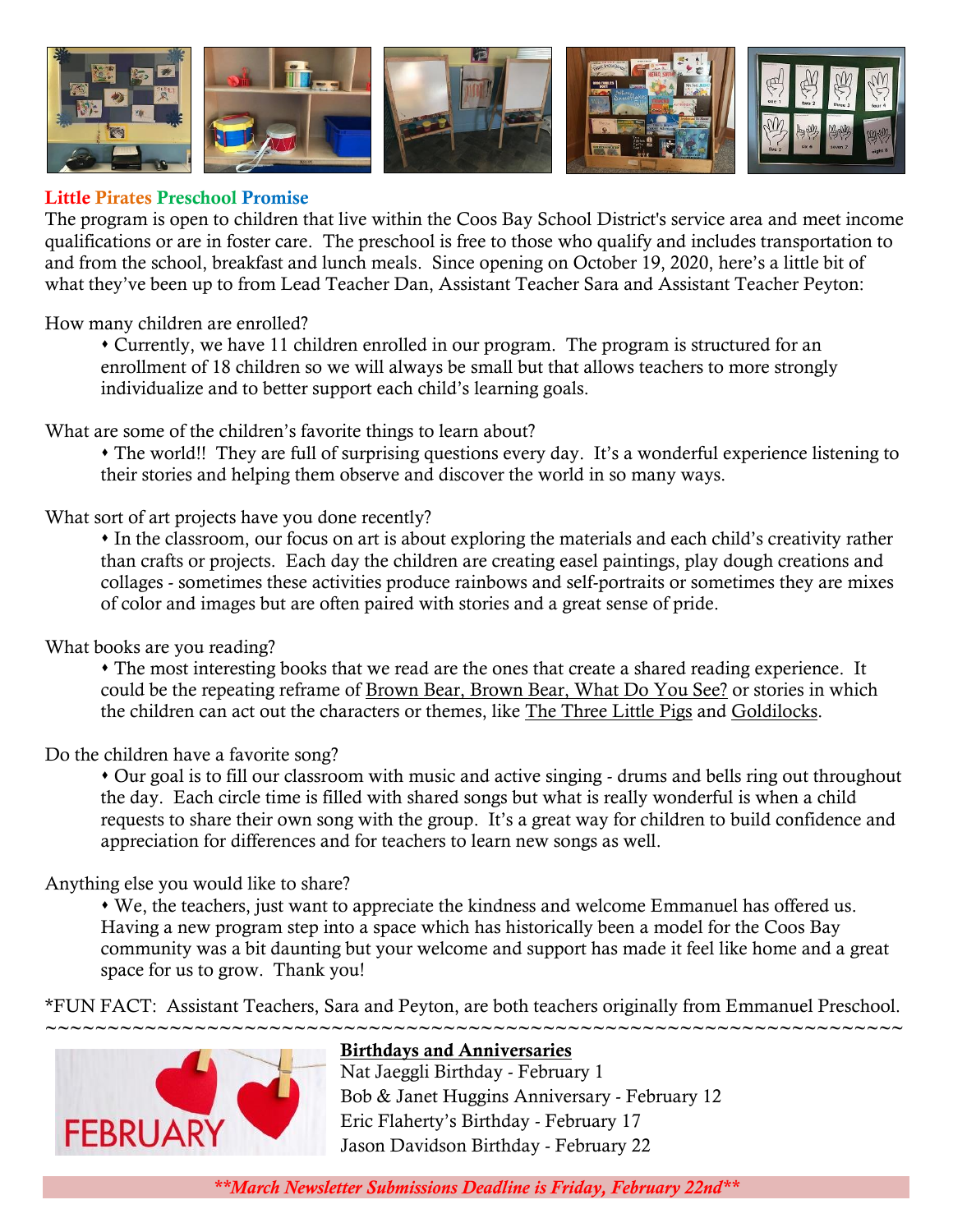## Little Pirates Preschool Promise

The program is open to children that live within the Coos Bay School District's service area and meet income qualifications or are in foster care. The preschool is free to those who qualify and includes transportation to and from the school, breakfast and lunch meals. Since opening on October 19, 2020, here's a little bit of what they've been up to from Lead Teacher Dan, Assistant Teacher Sara and Assistant Teacher Peyton:

How many children are enrolled?

- Currently, we have 11 children enrolled in our program. The program is structured for an enrollment of 18 children so we will always be small but that allows teachers to more strongly individualize and to better support each child's learning goals.

What are some of the children's favorite things to learn about?

- The world!! They are full of surprising questions every day. It's a wonderful experience listening to their stories and helping them observe and discover the world in so many ways.

What sort of art projects have you done recently?

- In the classroom, our focus on art is about exploring the materials and each child's creativity rather than crafts or projects. Each day the children are creating easel paintings, play dough creations and collages - sometimes these activities produce rainbows and self-portraits or sometimes they are mixes of color and images but are often paired with stories and a great sense of pride.

What books are you reading?

- The most interesting books that we read are the ones that create a shared reading experience. It could be the repeating reframe of Brown Bear, Brown Bear, What Do You See? or stories in which the children can act out the characters or themes, like The Three Little Pigs and Goldilocks.

Do the children have a favorite song?

- Our goal is to fill our classroom with music and active singing - drums and bells ring out throughout the day. Each circle time is filled with shared songs but what is really wonderful is when a child requests to share their own song with the group. It's a great way for children to build confidence and appreciation for differences and for teachers to learn new songs as well.

Anything else you would like to share?

- We, the teachers, just want to appreciate the kindness and welcome Emmanuel has offered us. Having a new program step into a space which has historically been a model for the Coos Bay community was a bit daunting but your welcome and support has made it feel like home and a great space for us to grow. Thank you!

*FUN FACT: Assistant Teachers, Sara and Peyton, are both teachers originally from Emmanuel Preschool.

~~~~~~~~~~~~~~~~~~~~~~~~~~~~~~~~~~~~~~~~~~~~~~~~~~~~~~~~~~~~~~~~~~~~

FEBRUARY

**Birthdays and Anniversaries**

Nat Jaeggli Birthday - February 1
Bob & Janet Huggins Anniversary - February 12
Eric Flaherty's Birthday - February 17
Jason Davidson Birthday - February 22

***\*\*March Newsletter Submissions Deadline is Friday, February 22nd\*\****